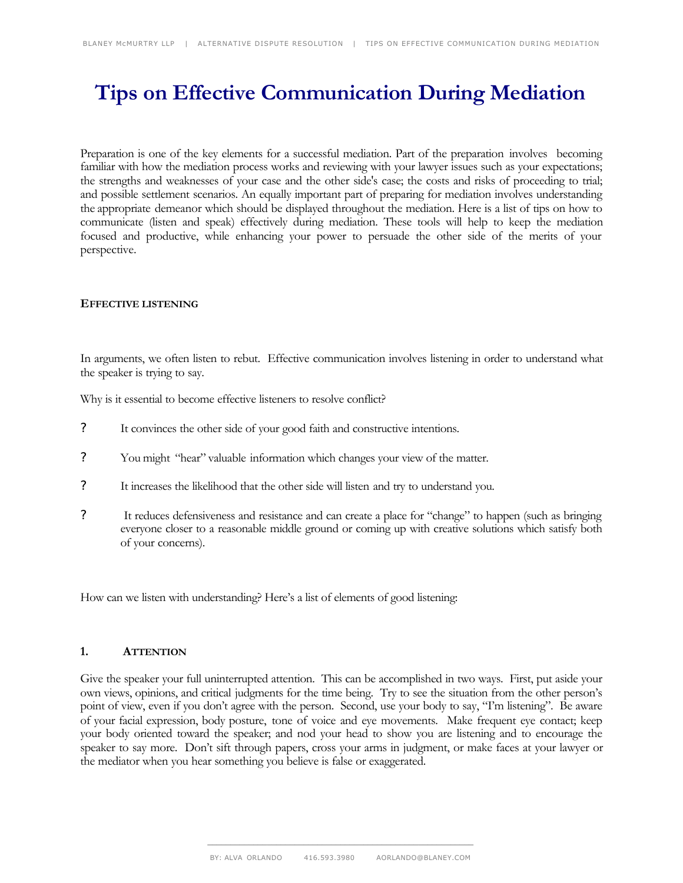# Tips on Effective Communication During Mediation

Preparation is one of the key elements for a successful mediation. Part of the preparation involves becoming familiar with how the mediation process works and reviewing with your lawyer issues such as your expectations; the strengths and weaknesses of your case and the other side's case; the costs and risks of proceeding to trial; and possible settlement scenarios. An equally important part of preparing for mediation involves understanding the appropriate demeanor which should be displayed throughout the mediation. Here is a list of tips on how to communicate (listen and speak) effectively during mediation. These tools will help to keep the mediation focused and productive, while enhancing your power to persuade the other side of the merits of your perspective.

## EFFECTIVE LISTENING

In arguments, we often listen to rebut. Effective communication involves listening in order to understand what the speaker is trying to say.

Why is it essential to become effective listeners to resolve conflict?

? It convinces the other side of your good faith and constructive intentions.

? You might "hear" valuable information which changes your view of the matter.

? It increases the likelihood that the other side will listen and try to understand you.

? It reduces defensiveness and resistance and can create a place for "change" to happen (such as bringing everyone closer to a reasonable middle ground or coming up with creative solutions which satisfy both of your concerns).

How can we listen with understanding? Here's a list of elements of good listening:

### 1. ATTENTION

Give the speaker your full uninterrupted attention. This can be accomplished in two ways. First, put aside your own views, opinions, and critical judgments for the time being. Try to see the situation from the other person's point of view, even if you don't agree with the person. Second, use your body to say, "I'm listening". Be aware of your facial expression, body posture, tone of voice and eye movements. Make frequent eye contact; keep your body oriented toward the speaker; and nod your head to show you are listening and to encourage the speaker to say more. Don't sift through papers, cross your arms in judgment, or make faces at your lawyer or the mediator when you hear something you believe is false or exaggerated.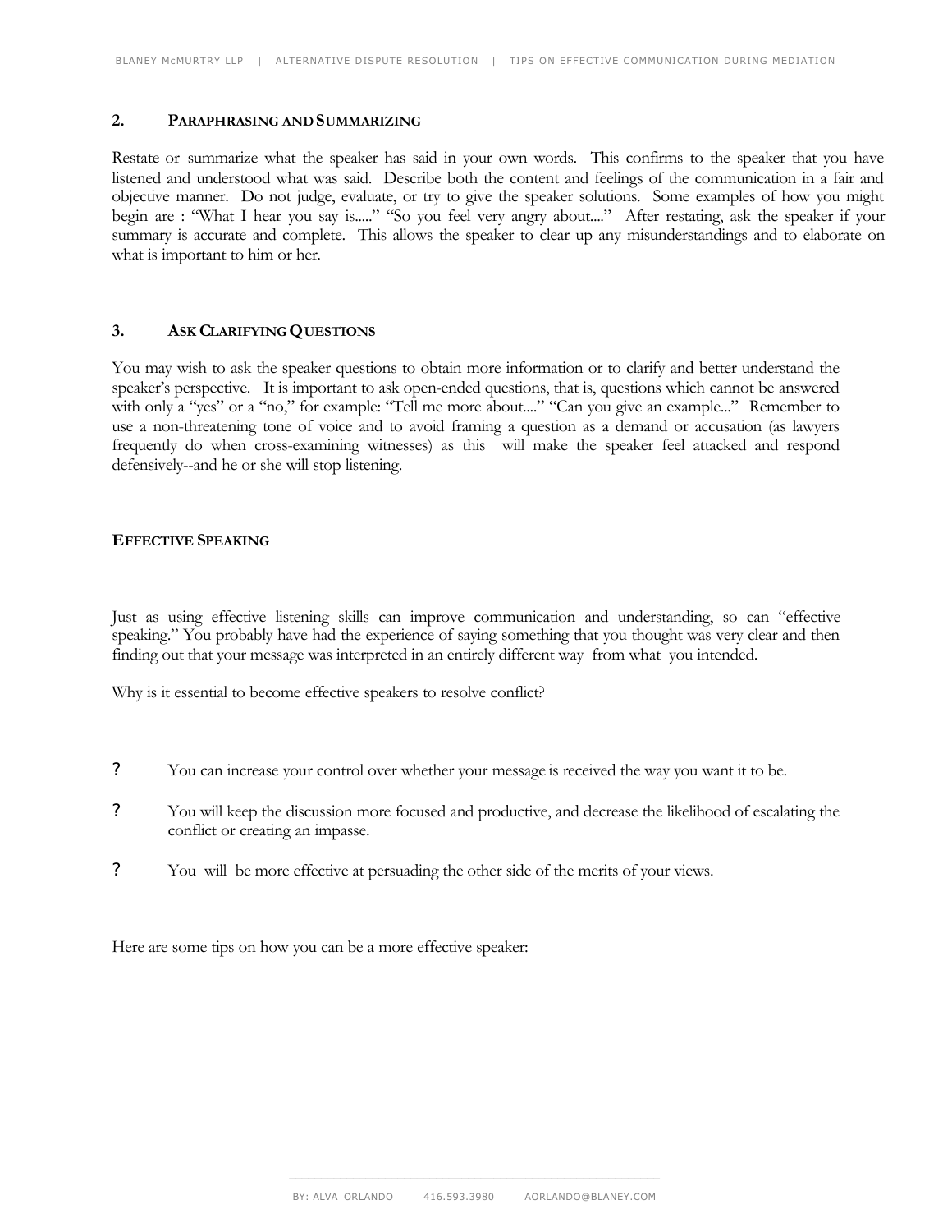### 2. PARAPHRASING AND SUMMARIZING

Restate or summarize what the speaker has said in your own words. This confirms to the speaker that you have listened and understood what was said. Describe both the content and feelings of the communication in a fair and objective manner. Do not judge, evaluate, or try to give the speaker solutions. Some examples of how you might begin are : "What I hear you say is....." "So you feel very angry about...." After restating, ask the speaker if your summary is accurate and complete. This allows the speaker to clear up any misunderstandings and to elaborate on what is important to him or her.

### 3. ASK CLARIFYING QUESTIONS

You may wish to ask the speaker questions to obtain more information or to clarify and better understand the speaker's perspective. It is important to ask open-ended questions, that is, questions which cannot be answered with only a "yes" or a "no," for example: "Tell me more about...." "Can you give an example..." Remember to use a non-threatening tone of voice and to avoid framing a question as a demand or accusation (as lawyers frequently do when cross-examining witnesses) as this will make the speaker feel attacked and respond defensively--and he or she will stop listening.

## EFFECTIVE SPEAKING

Just as using effective listening skills can improve communication and understanding, so can "effective speaking." You probably have had the experience of saying something that you thought was very clear and then finding out that your message was interpreted in an entirely different way from what you intended.

Why is it essential to become effective speakers to resolve conflict?

- You can increase your control over whether your message is received the way you want it to be.
- You will keep the discussion more focused and productive, and decrease the likelihood of escalating the conflict or creating an impasse.
- You will be more effective at persuading the other side of the merits of your views.

Here are some tips on how you can be a more effective speaker: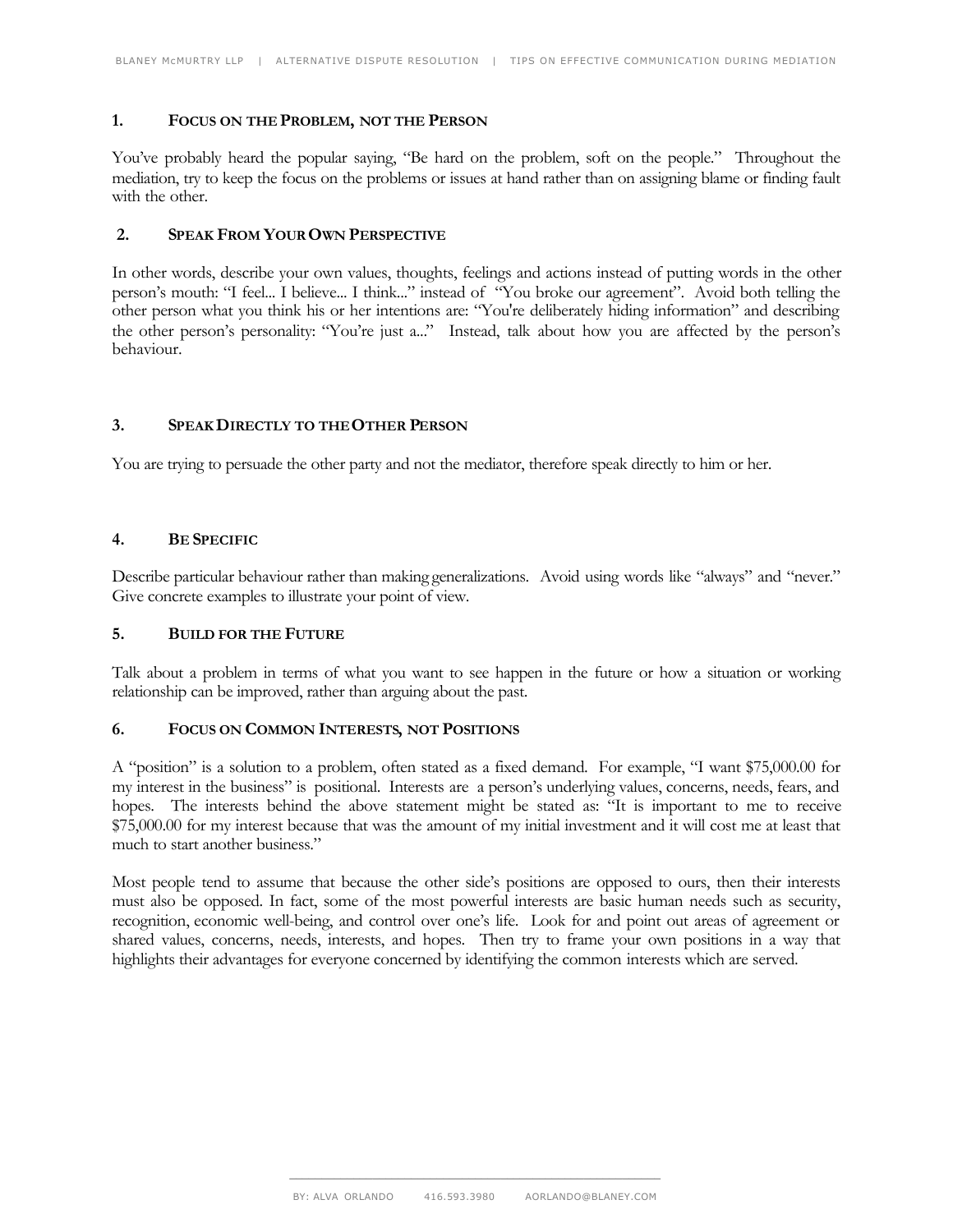### 1. Focus on the Problem, not the Person

You've probably heard the popular saying, "Be hard on the problem, soft on the people." Throughout the mediation, try to keep the focus on the problems or issues at hand rather than on assigning blame or finding fault with the other.

### 2. Speak From Your Own Perspective

In other words, describe your own values, thoughts, feelings and actions instead of putting words in the other person's mouth: "I feel... I believe... I think..." instead of "You broke our agreement". Avoid both telling the other person what you think his or her intentions are: "You're deliberately hiding information" and describing the other person's personality: "You're just a..." Instead, talk about how you are affected by the person's behaviour.

### 3. Speak Directly to the Other Person

You are trying to persuade the other party and not the mediator, therefore speak directly to him or her.

### 4. Be Specific

Describe particular behaviour rather than making generalizations. Avoid using words like "always" and "never." Give concrete examples to illustrate your point of view.

### 5. Build for the Future

Talk about a problem in terms of what you want to see happen in the future or how a situation or working relationship can be improved, rather than arguing about the past.

### 6. Focus on Common Interests, not Positions

A "position" is a solution to a problem, often stated as a fixed demand. For example, "I want $75,000.00 for my interest in the business" is positional. Interests are a person's underlying values, concerns, needs, fears, and hopes. The interests behind the above statement might be stated as: "It is important to me to receive $75,000.00 for my interest because that was the amount of my initial investment and it will cost me at least that much to start another business."

Most people tend to assume that because the other side's positions are opposed to ours, then their interests must also be opposed. In fact, some of the most powerful interests are basic human needs such as security, recognition, economic well-being, and control over one's life. Look for and point out areas of agreement or shared values, concerns, needs, interests, and hopes. Then try to frame your own positions in a way that highlights their advantages for everyone concerned by identifying the common interests which are served.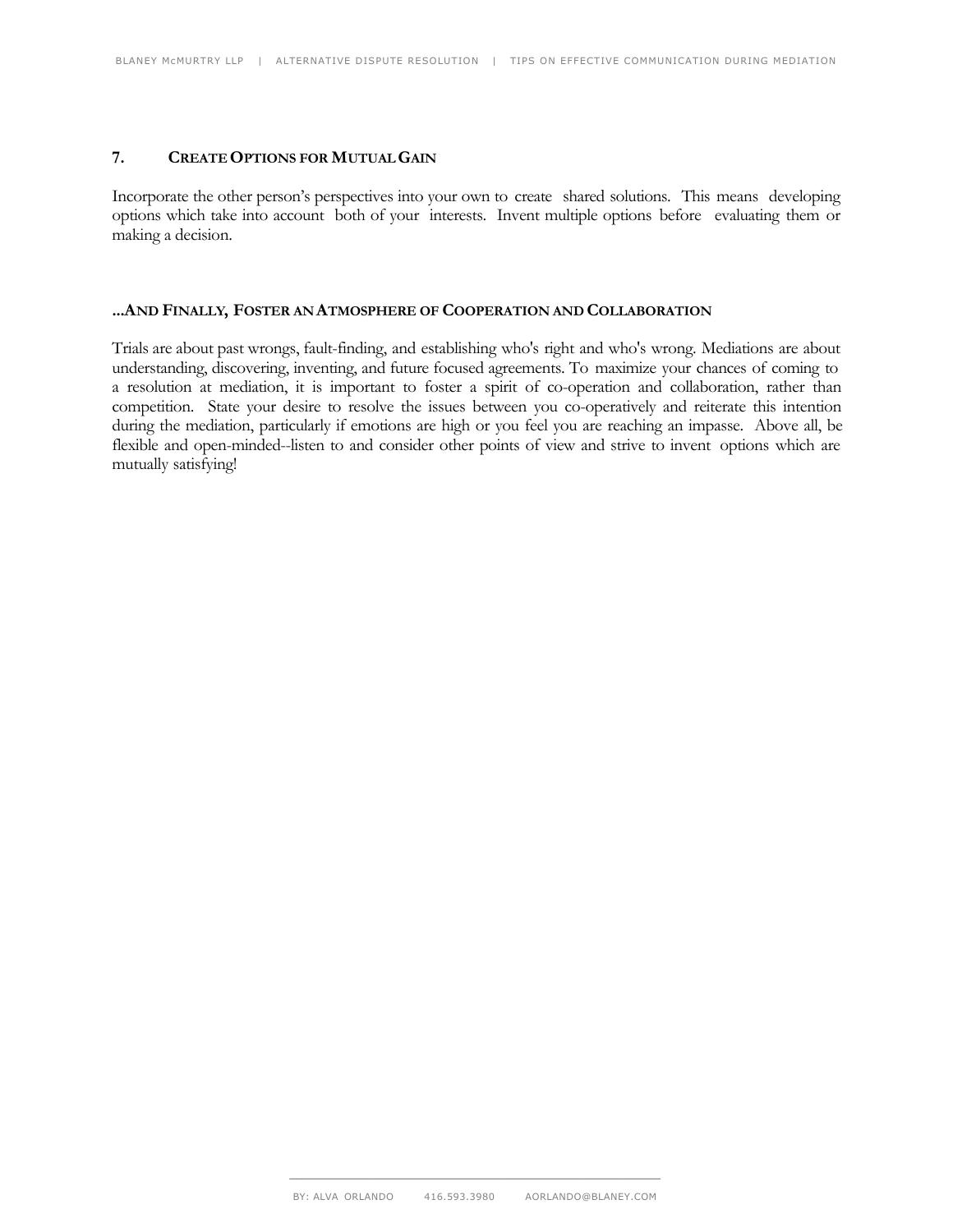## 7. CREATE OPTIONS FOR MUTUAL GAIN

Incorporate the other person's perspectives into your own to create shared solutions. This means developing options which take into account both of your interests. Invent multiple options before evaluating them or making a decision.

## ...AND FINALLY, FOSTER AN ATMOSPHERE OF COOPERATION AND COLLABORATION

Trials are about past wrongs, fault-finding, and establishing who's right and who's wrong. Mediations are about understanding, discovering, inventing, and future focused agreements. To maximize your chances of coming to a resolution at mediation, it is important to foster a spirit of co-operation and collaboration, rather than competition. State your desire to resolve the issues between you co-operatively and reiterate this intention during the mediation, particularly if emotions are high or you feel you are reaching an impasse. Above all, be flexible and open-minded--listen to and consider other points of view and strive to invent options which are mutually satisfying!